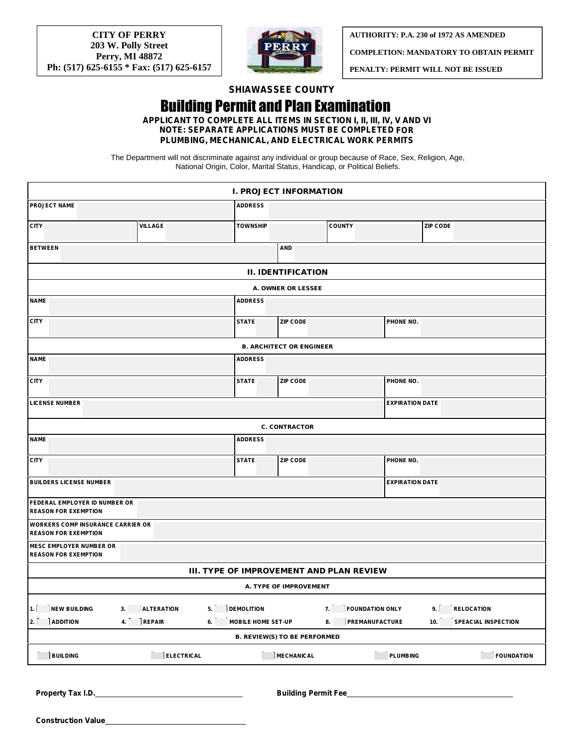**CITY OF PERRY**
**203 W. Polly Street**
**Perry, MI 48872**
**Ph: (517) 625-6155 * Fax: (517) 625-6157**

**AUTHORITY: P.A. 230 of 1972 AS AMENDED**

**COMPLETION: MANDATORY TO OBTAIN PERMIT**

**PENALTY: PERMIT WILL NOT BE ISSUED**

**SHIAWASSEE COUNTY**

# Building Permit and Plan Examination

**APPLICANT TO COMPLETE ALL ITEMS IN SECTION I, II, III, IV, V AND VI**
**NOTE: SEPARATE APPLICATIONS MUST BE COMPLETED FOR PLUMBING, MECHANICAL, AND ELECTRICAL WORK PERMITS**

The Department will not discriminate against any individual or group because of Race, Sex, Religion, Age, National Origin, Color, Marital Status, Handicap, or Political Beliefs.

## I. PROJECT INFORMATION

| PROJECT NAME | | ADDRESS | | | |
|---|---|---|---|---|---|
| CITY | VILLAGE | TOWNSHIP | COUNTY | ZIP CODE | |
| BETWEEN | | AND | | | |

## II. IDENTIFICATION

### A. OWNER OR LESSEE

| NAME | ADDRESS | | |
|---|---|---|---|
| CITY | STATE | ZIP CODE | PHONE NO. |

### B. ARCHITECT OR ENGINEER

| NAME | ADDRESS | | |
|---|---|---|---|
| CITY | STATE | ZIP CODE | PHONE NO. |
| LICENSE NUMBER | | | EXPIRATION DATE |

### C. CONTRACTOR

| NAME | ADDRESS | | |
|---|---|---|---|
| CITY | STATE | ZIP CODE | PHONE NO. |
| BUILDERS LICENSE NUMBER | | | EXPIRATION DATE |
| FEDERAL EMPLOYER ID NUMBER OR REASON FOR EXEMPTION | | | |
| WORKERS COMP INSURANCE CARRIER OR REASON FOR EXEMPTION | | | |
| MESC EMPLOYER NUMBER OR REASON FOR EXEMPTION | | | |

## III. TYPE OF IMPROVEMENT AND PLAN REVIEW

### A. TYPE OF IMPROVEMENT

| | | | | |
|---|---|---|---|---|
| 1. ☐ NEW BUILDING | 3. ☐ ALTERATION | 5. ☐ DEMOLITION | 7. ☐ FOUNDATION ONLY | 9. ☐ RELOCATION |
| 2. ☐ ADDITION | 4. ☐ REPAIR | 6. ☐ MOBILE HOME SET-UP | 8. ☐ PREMANUFACTURE | 10. ☐ SPEACIAL INSPECTION |

### B. REVIEW(S) TO BE PERFORMED

| | | | | |
|---|---|---|---|---|
| ☐ BUILDING | ☐ ELECTRICAL | ☐ MECHANICAL | ☐ PLUMBING | ☐ FOUNDATION |

**Property Tax I.D.**\_\_\_\_\_\_\_\_\_\_\_\_\_\_\_\_\_\_\_\_ **Building Permit Fee**\_\_\_\_\_\_\_\_\_\_\_\_\_\_\_\_\_\_\_\_

**Construction Value**\_\_\_\_\_\_\_\_\_\_\_\_\_\_\_\_\_\_\_\_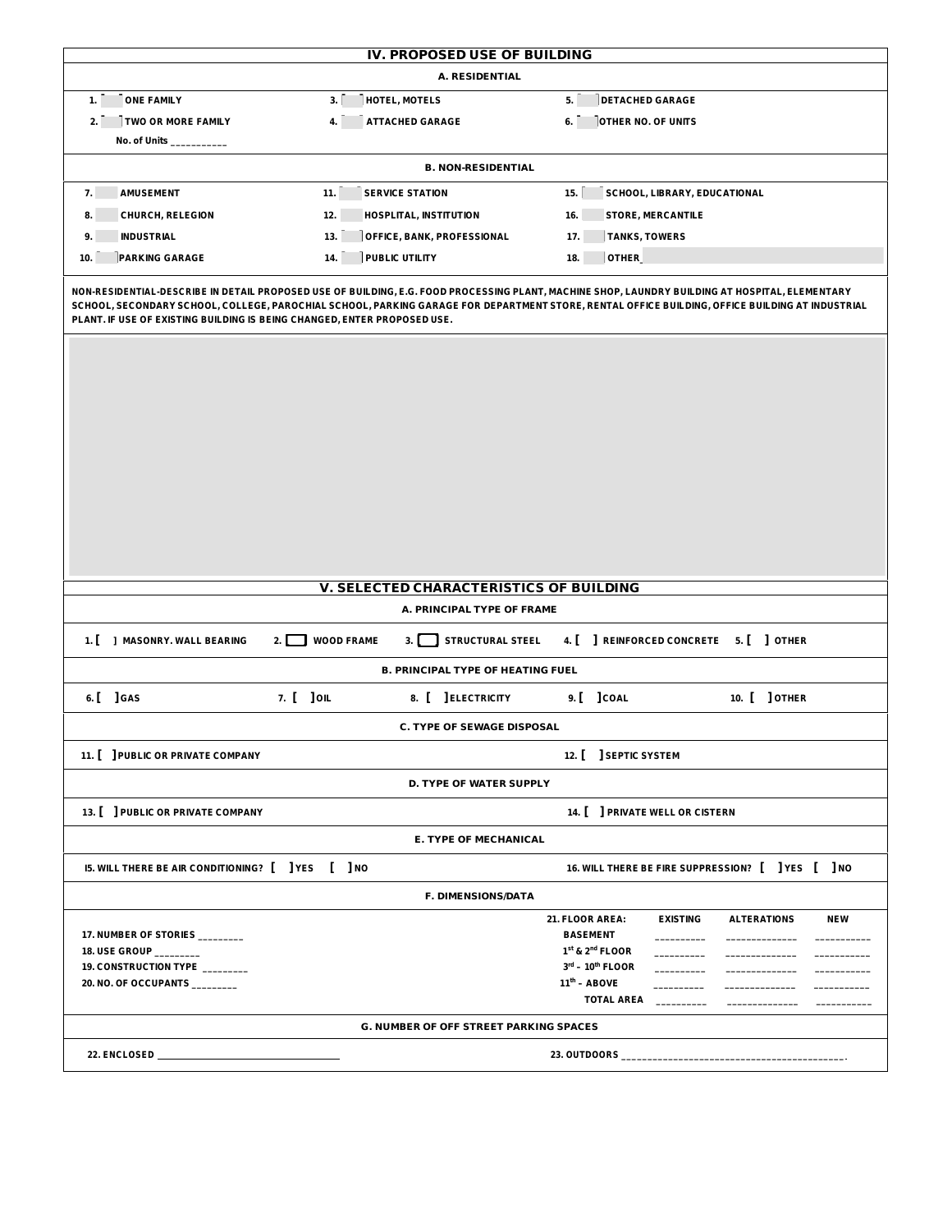## IV. PROPOSED USE OF BUILDING

### A. RESIDENTIAL

| | | |
|---|---|---|
| 1. [ ] ONE FAMILY | 3. [ ] HOTEL, MOTELS | 5. [ ] DETACHED GARAGE |
| 2. [ ] TWO OR MORE FAMILY | 4. [ ] ATTACHED GARAGE | 6. [ ] OTHER NO. OF UNITS |
| No. of Units ___________ | | |

### B. NON-RESIDENTIAL

| | | |
|---|---|---|
| 7. [ ] AMUSEMENT | 11. [ ] SERVICE STATION | 15. [ ] SCHOOL, LIBRARY, EDUCATIONAL |
| 8. [ ] CHURCH, RELEGION | 12. [ ] HOSPLITAL, INSTITUTION | 16. [ ] STORE, MERCANTILE |
| 9. [ ] INDUSTRIAL | 13. [ ] OFFICE, BANK, PROFESSIONAL | 17. [ ] TANKS, TOWERS |
| 10. [ ] PARKING GARAGE | 14. [ ] PUBLIC UTILITY | 18. [ ] OTHER |

NON-RESIDENTIAL-DESCRIBE IN DETAIL PROPOSED USE OF BUILDING, E.G. FOOD PROCESSING PLANT, MACHINE SHOP, LAUNDRY BUILDING AT HOSPITAL, ELEMENTARY SCHOOL, SECONDARY SCHOOL, COLLEGE, PAROCHIAL SCHOOL, PARKING GARAGE FOR DEPARTMENT STORE, RENTAL OFFICE BUILDING, OFFICE BUILDING AT INDUSTRIAL PLANT. IF USE OF EXISTING BUILDING IS BEING CHANGED, ENTER PROPOSED USE.

## V. SELECTED CHARACTERISTICS OF BUILDING

### A. PRINCIPAL TYPE OF FRAME

1. [ ] MASONRY. WALL BEARING   2. [ ] WOOD FRAME   3. [ ] STRUCTURAL STEEL   4. [ ] REINFORCED CONCRETE   5. [ ] OTHER

### B. PRINCIPAL TYPE OF HEATING FUEL

6. [ ] GAS   7. [ ] OIL   8. [ ] ELECTRICITY   9. [ ] COAL   10. [ ] OTHER

### C. TYPE OF SEWAGE DISPOSAL

11. [ ] PUBLIC OR PRIVATE COMPANY   12. [ ] SEPTIC SYSTEM

### D. TYPE OF WATER SUPPLY

13. [ ] PUBLIC OR PRIVATE COMPANY   14. [ ] PRIVATE WELL OR CISTERN

### E. TYPE OF MECHANICAL

I5. WILL THERE BE AIR CONDITIONING? [ ] YES [ ] NO   16. WILL THERE BE FIRE SUPPRESSION? [ ] YES [ ] NO

### F. DIMENSIONS/DATA

17. NUMBER OF STORIES _________
18. USE GROUP _________
19. CONSTRUCTION TYPE _________
20. NO. OF OCCUPANTS _________

| 21. FLOOR AREA: | EXISTING | ALTERATIONS | NEW |
|---|---|---|---|
| BASEMENT | _________ | _________ | _________ |
| 1st & 2nd FLOOR | _________ | _________ | _________ |
| 3rd – 10th FLOOR | _________ | _________ | _________ |
| 11th – ABOVE | _________ | _________ | _________ |
| TOTAL AREA | _________ | _________ | _________ |

### G. NUMBER OF OFF STREET PARKING SPACES

22. ENCLOSED ___________________________   23. OUTDOORS ___________________________.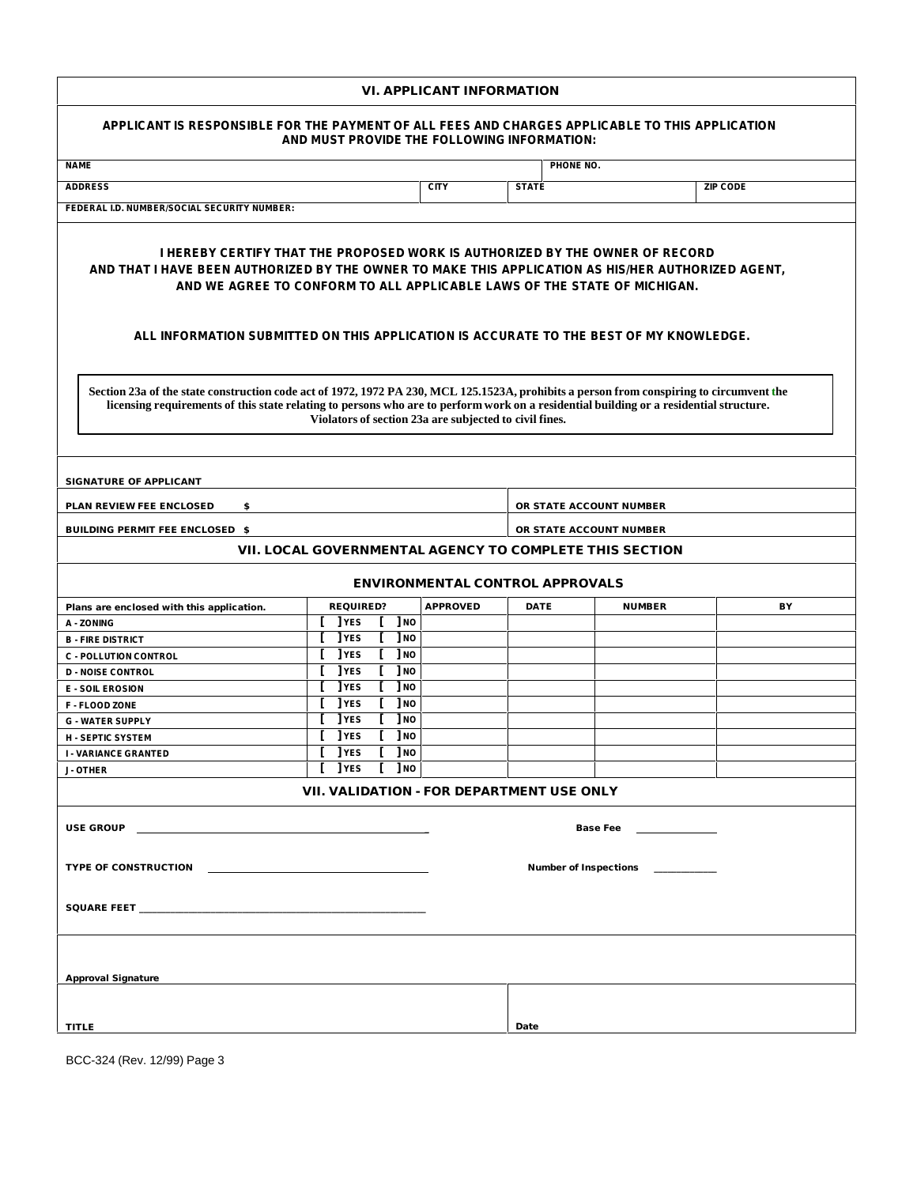## VI. APPLICANT INFORMATION

**APPLICANT IS RESPONSIBLE FOR THE PAYMENT OF ALL FEES AND CHARGES APPLICABLE TO THIS APPLICATION AND MUST PROVIDE THE FOLLOWING INFORMATION:**

| NAME | | PHONE NO. | |
|---|---|---|---|
| ADDRESS | CITY | STATE | ZIP CODE |
| FEDERAL I.D. NUMBER/SOCIAL SECURITY NUMBER: | | | |

**I HEREBY CERTIFY THAT THE PROPOSED WORK IS AUTHORIZED BY THE OWNER OF RECORD AND THAT I HAVE BEEN AUTHORIZED BY THE OWNER TO MAKE THIS APPLICATION AS HIS/HER AUTHORIZED AGENT, AND WE AGREE TO CONFORM TO ALL APPLICABLE LAWS OF THE STATE OF MICHIGAN.**

**ALL INFORMATION SUBMITTED ON THIS APPLICATION IS ACCURATE TO THE BEST OF MY KNOWLEDGE.**

**Section 23a of the state construction code act of 1972, 1972 PA 230, MCL 125.1523A, prohibits a person from conspiring to circumvent the licensing requirements of this state relating to persons who are to perform work on a residential building or a residential structure. Violators of section 23a are subjected to civil fines.**

| SIGNATURE OF APPLICANT | |
|---|---|
| PLAN REVIEW FEE ENCLOSED $ | OR STATE ACCOUNT NUMBER |
| BUILDING PERMIT FEE ENCLOSED $ | OR STATE ACCOUNT NUMBER |

## VII. LOCAL GOVERNMENTAL AGENCY TO COMPLETE THIS SECTION

### ENVIRONMENTAL CONTROL APPROVALS

| Plans are enclosed with this application. | REQUIRED? | APPROVED | DATE | NUMBER | BY |
|---|---|---|---|---|---|
| A - ZONING | [ ] YES [ ] NO | | | | |
| B - FIRE DISTRICT | [ ] YES [ ] NO | | | | |
| C - POLLUTION CONTROL | [ ] YES [ ] NO | | | | |
| D - NOISE CONTROL | [ ] YES [ ] NO | | | | |
| E - SOIL EROSION | [ ] YES [ ] NO | | | | |
| F - FLOOD ZONE | [ ] YES [ ] NO | | | | |
| G - WATER SUPPLY | [ ] YES [ ] NO | | | | |
| H - SEPTIC SYSTEM | [ ] YES [ ] NO | | | | |
| I - VARIANCE GRANTED | [ ] YES [ ] NO | | | | |
| J - OTHER | [ ] YES [ ] NO | | | | |

## VII. VALIDATION - FOR DEPARTMENT USE ONLY

USE GROUP ______________________________ Base Fee ____________

TYPE OF CONSTRUCTION ______________________________ Number of Inspections ____________

SQUARE FEET ______________________________

| Approval Signature | |
|---|---|
| TITLE | Date |

BCC-324 (Rev. 12/99) Page 3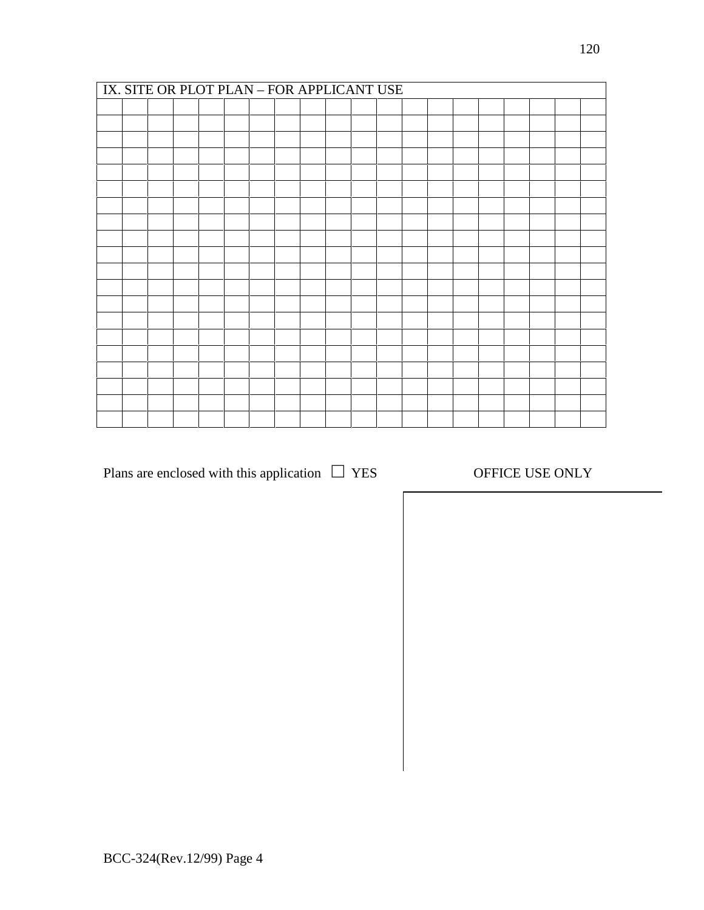## IX. SITE OR PLOT PLAN – FOR APPLICANT USE

| | | | | | | | | | | | | | | | | | | | |
|---|---|---|---|---|---|---|---|---|---|---|---|---|---|---|---|---|---|---|---|
| | | | | | | | | | | | | | | | | | | | |
| | | | | | | | | | | | | | | | | | | | |
| | | | | | | | | | | | | | | | | | | | |
| | | | | | | | | | | | | | | | | | | | |
| | | | | | | | | | | | | | | | | | | | |
| | | | | | | | | | | | | | | | | | | | |
| | | | | | | | | | | | | | | | | | | | |
| | | | | | | | | | | | | | | | | | | | |
| | | | | | | | | | | | | | | | | | | | |
| | | | | | | | | | | | | | | | | | | | |
| | | | | | | | | | | | | | | | | | | | |
| | | | | | | | | | | | | | | | | | | | |
| | | | | | | | | | | | | | | | | | | | |
| | | | | | | | | | | | | | | | | | | | |
| | | | | | | | | | | | | | | | | | | | |
| | | | | | | | | | | | | | | | | | | | |
| | | | | | | | | | | | | | | | | | | | |
| | | | | | | | | | | | | | | | | | | | |
| | | | | | | | | | | | | | | | | | | | |

Plans are enclosed with this application ☐ YES

OFFICE USE ONLY

BCC-324(Rev.12/99) Page 4